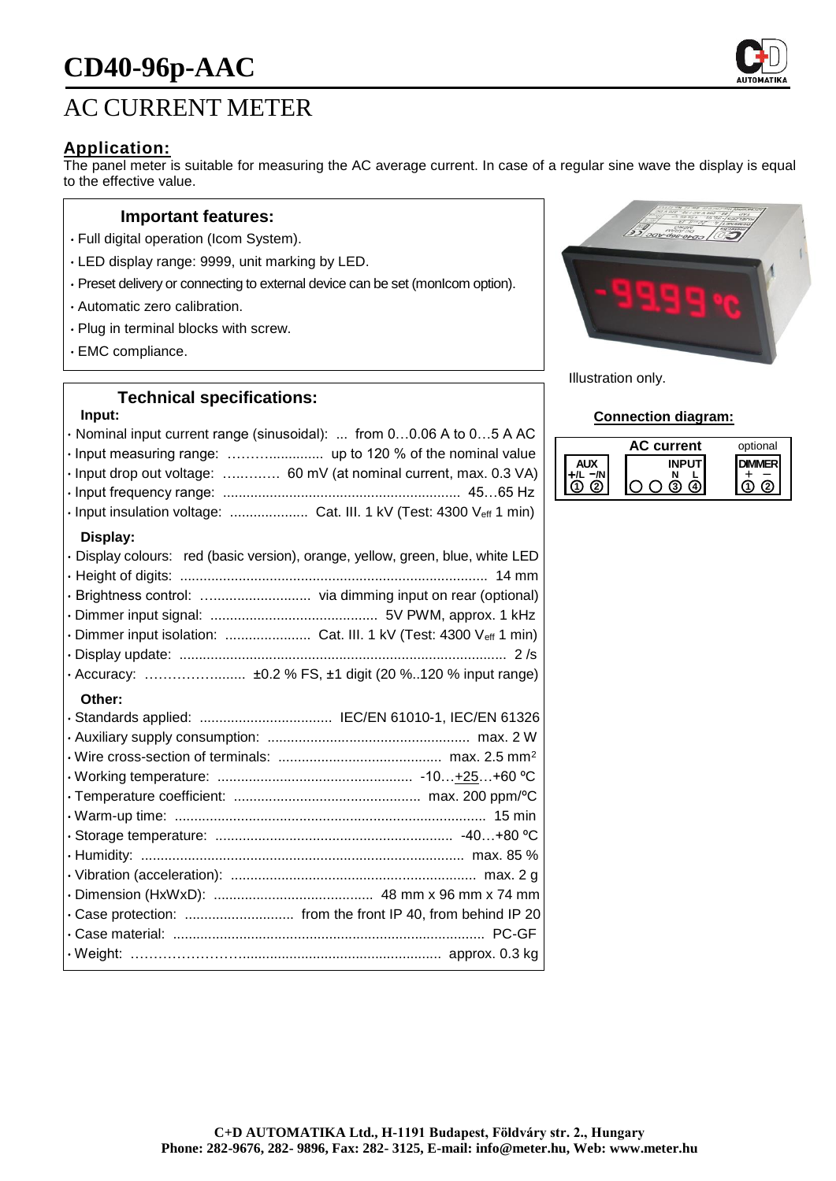# CD40-96p-AAC

# AC CURRENT METER

## Application:

The panel meter is suitable for measuring the AC average current. In case of a regular sine wave the display is equal to the effective value.

### Important features:

- Full digital operation (Icom System).
- LED display range: 9999, unit marking by LED.
- Preset delivery or connecting to external device can be set (monIcom option).
- Automatic zero calibration.
- Plug in terminal blocks with screw.
- EMC compliance.

Illustration only.

### Technical specifications:

**Input:**

- Nominal input current range (sinusoidal): ... from 0…0.06 A to 0…5 A AC
- Input measuring range: ……….............. up to 120 % of the nominal value
- Input drop out voltage: …..……… 60 mV (at nominal current, max. 0.3 VA)
- Input frequency range: ............................................................ 45…65 Hz
- Input insulation voltage: .................... Cat. III. 1 kV (Test: 4300 $V_{eff}$ 1 min)

**Display:**

- Display colours: red (basic version), orange, yellow, green, blue, white LED
- Height of digits: ............................................................................. 14 mm
- Brightness control: ……...................... via dimming input on rear (optional)
- Dimmer input signal: .......................................... 5V PWM, approx. 1 kHz
- Dimmer input isolation: ...................... Cat. III. 1 kV (Test: 4300 $V_{eff}$ 1 min)
- Display update: ................................................................................... 2 /s
- Accuracy: ………………......... ±0.2 % FS, ±1 digit (20 %..120 % input range)

**Other:**

- Standards applied: .................................. IEC/EN 61010-1, IEC/EN 61326
- Auxiliary supply consumption: ................................................... max. 2 W
- Wire cross-section of terminals: .......................................... max. 2.5 mm²
- Working temperature: .................................................. -10…+25…+60 ºC
- Temperature coefficient: ................................................ max. 200 ppm/ºC
- Warm-up time: ............................................................................... 15 min
- Storage temperature: ............................................................. -40…+80 ºC
- Humidity: .................................................................................. max. 85 %
- Vibration (acceleration): .............................................................. max. 2 g
- Dimension (HxWxD): ......................................... 48 mm x 96 mm x 74 mm
- Case protection: ............................ from the front IP 40, from behind IP 20
- Case material: ................................................................................ PC-GF
- Weight: …………………….................................................. approx. 0.3 kg

### Connection diagram:

| AUX | AC current INPUT | optional DIMMER |
|---|---|---|
| +/L −/N | N L | + − |
| ① ② | ○ ○ ③ ④ | ① ② |

**C+D AUTOMATIKA Ltd., H-1191 Budapest, Földváry str. 2., Hungary**
**Phone: 282-9676, 282- 9896, Fax: 282- 3125, E-mail: info@meter.hu, Web: www.meter.hu**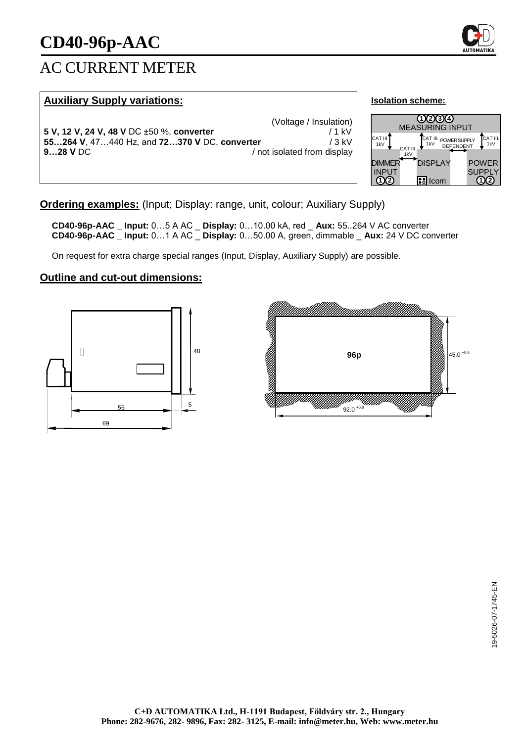# CD40-96p-AAC

## AC CURRENT METER

**Auxiliary Supply variations:**

| | (Voltage / Insulation) |
|---|---|
| **5 V, 12 V, 24 V, 48 V** DC ±50 %, **converter** | / 1 kV |
| **55…264 V**, 47…440 Hz, and **72…370 V** DC, **converter** | / 3 kV |
| **9…28 V** DC | / not isolated from display |

**Isolation scheme:**

①②③④
MEASURING INPUT

CAT III. 1kV
CAT III. 1kV
CAT III. 1kV POWER SUPPLY DEPENDENT
CAT III. 1kV

DIMMER INPUT ①②
DISPLAY Icom
POWER SUPPLY ①②

**Ordering examples:** (Input; Display: range, unit, colour; Auxiliary Supply)

**CD40-96p-AAC _ Input:** 0…5 A AC _ **Display:** 0…10.00 kA, red _ **Aux:** 55..264 V AC converter
**CD40-96p-AAC _ Input:** 0…1 A AC _ **Display:** 0…50.00 A, green, dimmable _ **Aux:** 24 V DC converter

On request for extra charge special ranges (Input, Display, Auxiliary Supply) are possible.

**Outline and cut-out dimensions:**

48
5
55
69

96p
45.0 +0.6
92.0 +0.8

19-5026-07-1745-EN

C+D AUTOMATIKA Ltd., H-1191 Budapest, Földváry str. 2., Hungary
Phone: 282-9676, 282- 9896, Fax: 282- 3125, E-mail: info@meter.hu, Web: www.meter.hu